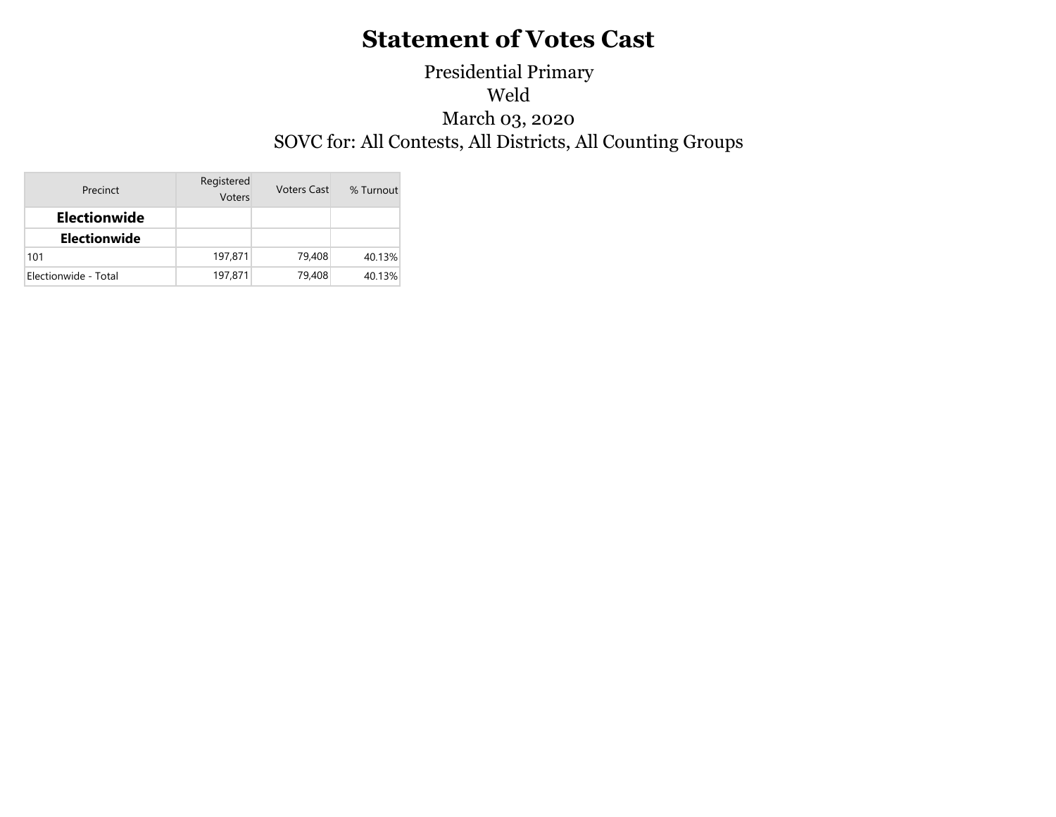# Statement of Votes Cast

Presidential Primary
Weld
March 03, 2020
SOVC for: All Contests, All Districts, All Counting Groups

| Precinct | Registered Voters | Voters Cast | % Turnout |
|---|---|---|---|
| **Electionwide** | | | |
| **Electionwide** | | | |
| 101 | 197,871 | 79,408 | 40.13% |
| Electionwide - Total | 197,871 | 79,408 | 40.13% |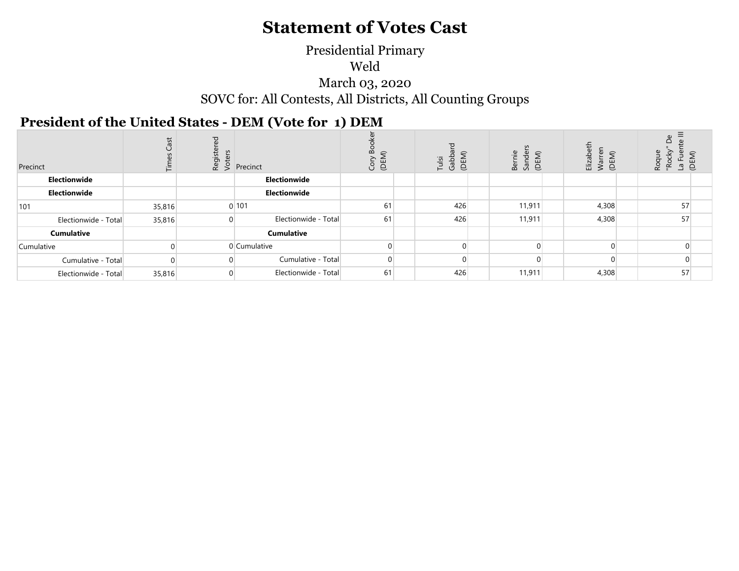# Statement of Votes Cast

Presidential Primary

Weld

March 03, 2020

SOVC for: All Contests, All Districts, All Counting Groups

## President of the United States - DEM (Vote for 1) DEM

| Precinct | Times Cast | Registered Voters | Precinct | Cory Booker (DEM) | | Tulsi Gabbard (DEM) | | Bernie Sanders (DEM) | | Elizabeth Warren (DEM) | | Roque "Rocky" De La Fuente III (DEM) | |
|---|---|---|---|---|---|---|---|---|---|---|---|---|---|
| **Electionwide** | | | **Electionwide** | | | | | | | | | | |
| **Electionwide** | | | **Electionwide** | | | | | | | | | | |
| 101 | 35,816 | 0 | 101 | 61 | | 426 | | 11,911 | | 4,308 | | 57 | |
| Electionwide - Total | 35,816 | 0 | Electionwide - Total | 61 | | 426 | | 11,911 | | 4,308 | | 57 | |
| **Cumulative** | | | **Cumulative** | | | | | | | | | | |
| Cumulative | 0 | 0 | Cumulative | 0 | | 0 | | 0 | | 0 | | 0 | |
| Cumulative - Total | 0 | 0 | Cumulative - Total | 0 | | 0 | | 0 | | 0 | | 0 | |
| Electionwide - Total | 35,816 | 0 | Electionwide - Total | 61 | | 426 | | 11,911 | | 4,308 | | 57 | |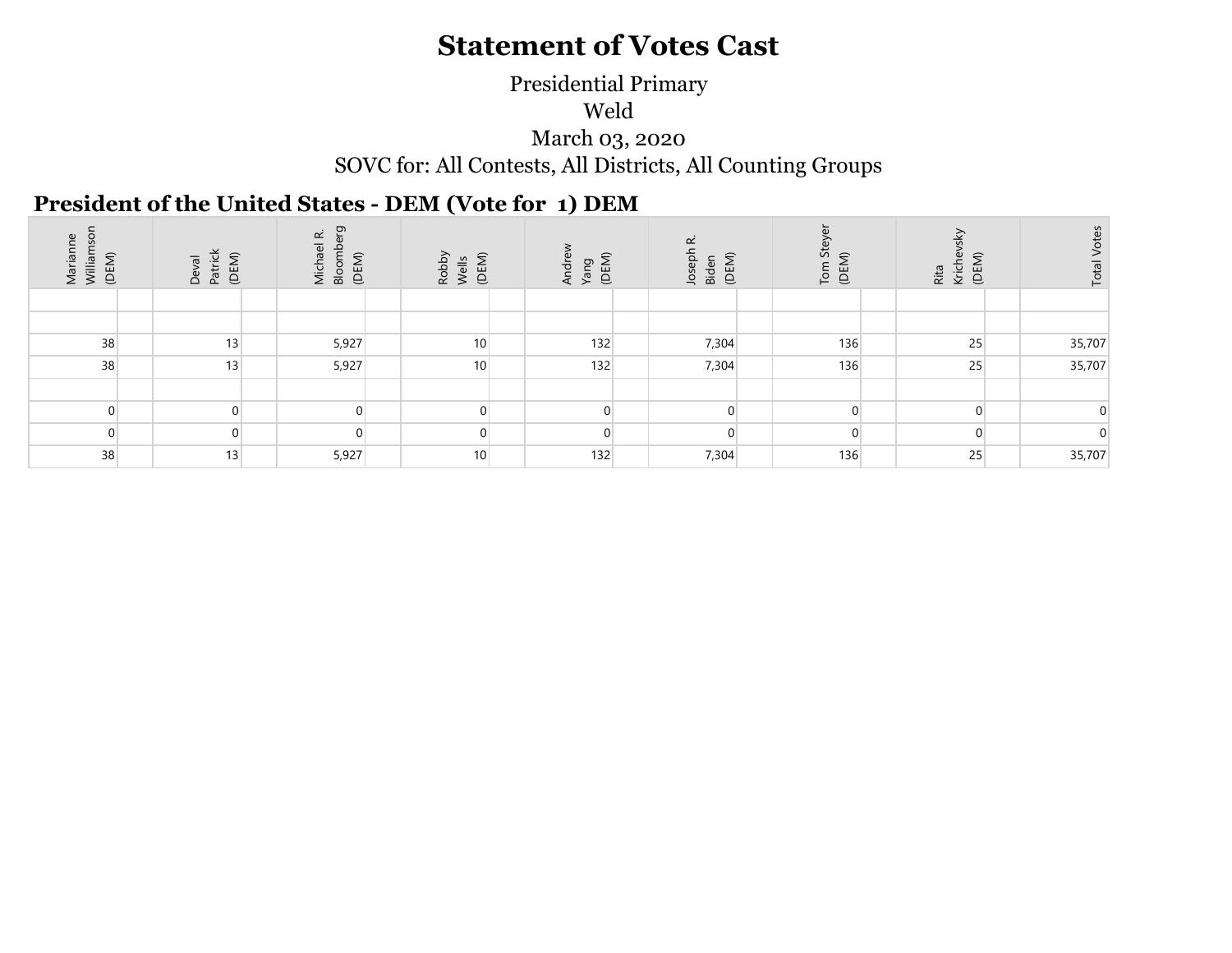# Statement of Votes Cast

Presidential Primary

Weld

March 03, 2020

SOVC for: All Contests, All Districts, All Counting Groups

## President of the United States - DEM (Vote for 1) DEM

| Marianne Williamson (DEM) | Deval Patrick (DEM) | Michael R. Bloomberg (DEM) | Robby Wells (DEM) | Andrew Yang (DEM) | Joseph R. Biden (DEM) | Tom Steyer (DEM) | Rita Krichevsky (DEM) | Total Votes |
|---|---|---|---|---|---|---|---|---|
| | | | | | | | | |
| | | | | | | | | |
| 38 | 13 | 5,927 | 10 | 132 | 7,304 | 136 | 25 | 35,707 |
| 38 | 13 | 5,927 | 10 | 132 | 7,304 | 136 | 25 | 35,707 |
| | | | | | | | | |
| 0 | 0 | 0 | 0 | 0 | 0 | 0 | 0 | 0 |
| 0 | 0 | 0 | 0 | 0 | 0 | 0 | 0 | 0 |
| 38 | 13 | 5,927 | 10 | 132 | 7,304 | 136 | 25 | 35,707 |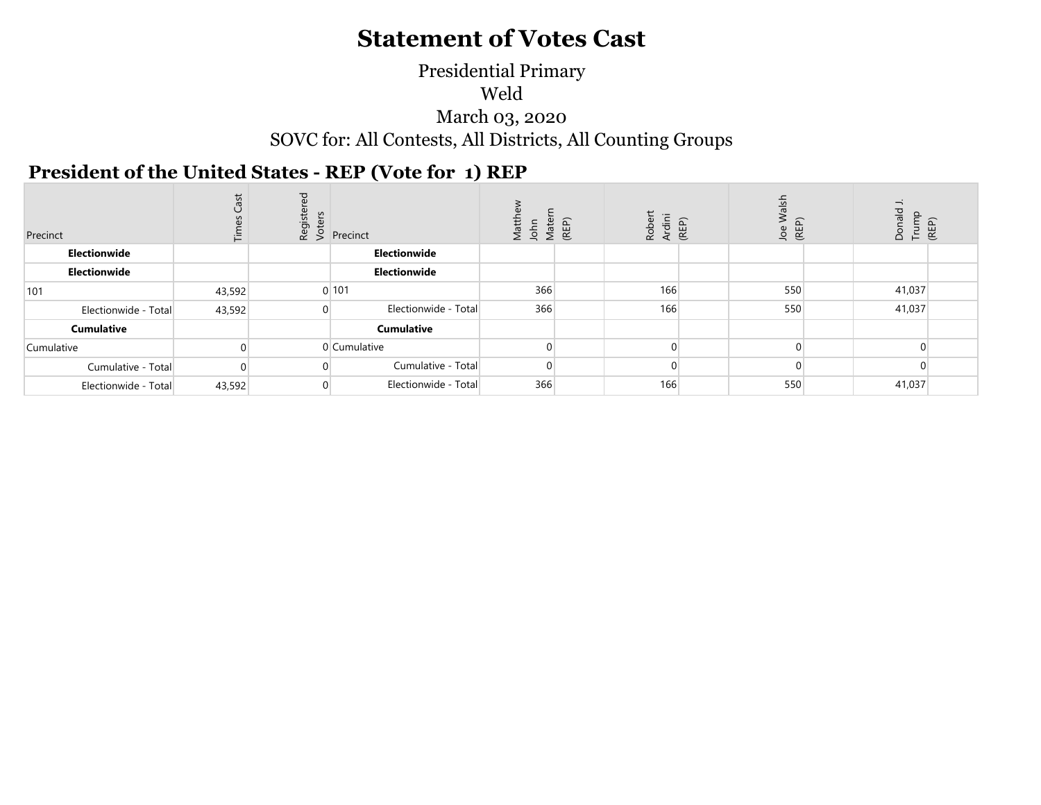# Statement of Votes Cast

Presidential Primary

Weld

March 03, 2020

SOVC for: All Contests, All Districts, All Counting Groups

## President of the United States - REP (Vote for 1) REP

| Precinct | Times Cast | Registered Voters | Precinct | Matthew John Matern (REP) | | Robert Ardini (REP) | | Joe Walsh (REP) | | Donald J. Trump (REP) | |
|---|---|---|---|---|---|---|---|---|---|---|---|
| **Electionwide** | | | **Electionwide** | | | | | | | | |
| **Electionwide** | | | **Electionwide** | | | | | | | | |
| 101 | 43,592 | 0 | 101 | 366 | | 166 | | 550 | | 41,037 | |
| Electionwide - Total | 43,592 | 0 | Electionwide - Total | 366 | | 166 | | 550 | | 41,037 | |
| **Cumulative** | | | **Cumulative** | | | | | | | | |
| Cumulative | 0 | 0 | Cumulative | 0 | | 0 | | 0 | | 0 | |
| Cumulative - Total | 0 | 0 | Cumulative - Total | 0 | | 0 | | 0 | | 0 | |
| Electionwide - Total | 43,592 | 0 | Electionwide - Total | 366 | | 166 | | 550 | | 41,037 | |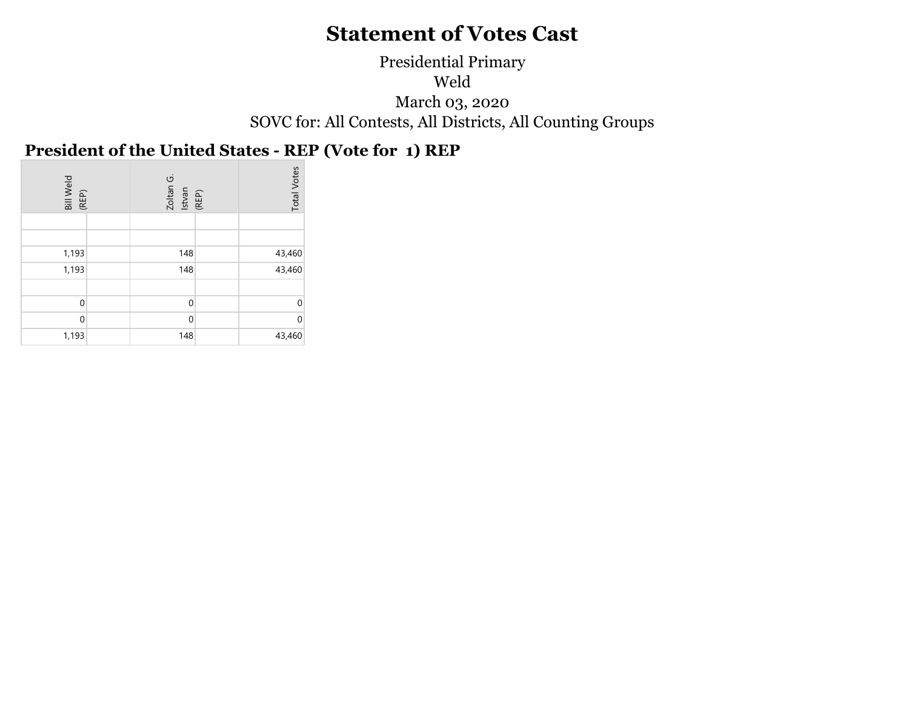# Statement of Votes Cast

Presidential Primary
Weld
March 03, 2020
SOVC for: All Contests, All Districts, All Counting Groups

## President of the United States - REP (Vote for 1) REP

| Bill Weld (REP) | | Zoltan G. Istvan (REP) | | Total Votes |
|---|---|---|---|---|
| | | | | |
| | | | | |
| 1,193 | | 148 | | 43,460 |
| 1,193 | | 148 | | 43,460 |
| | | | | |
| 0 | | 0 | | 0 |
| 0 | | 0 | | 0 |
| 1,193 | | 148 | | 43,460 |